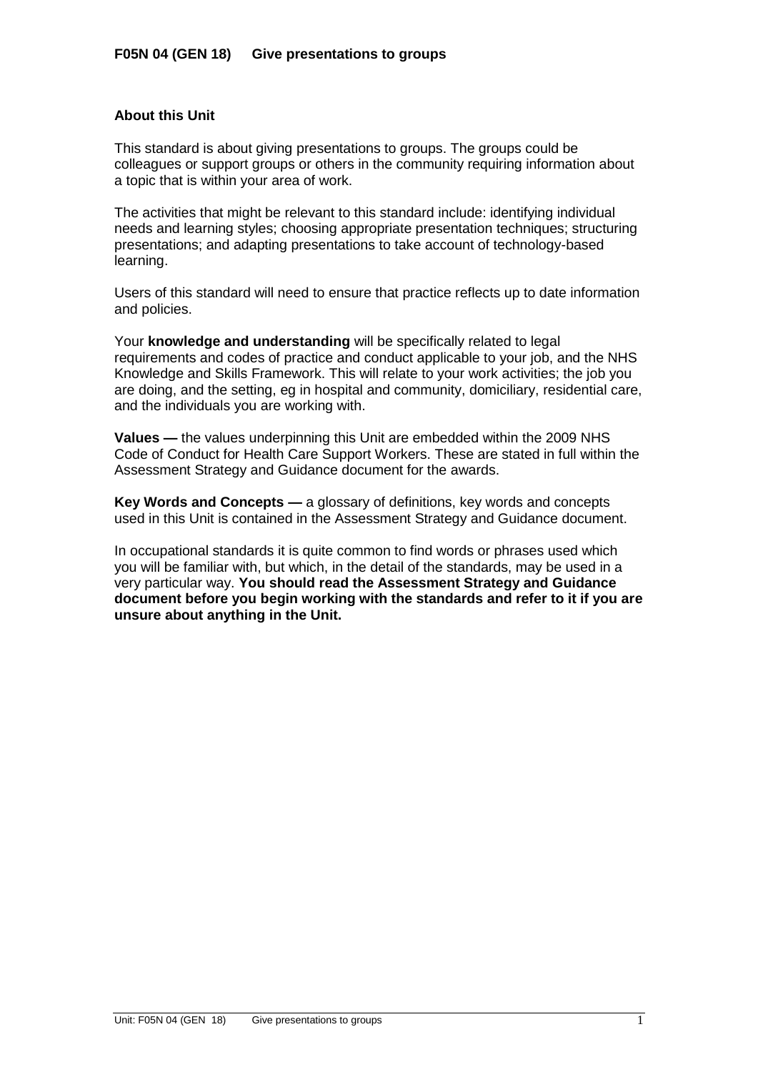# F05N 04 (GEN 18) Give presentations to groups

## About this Unit

This standard is about giving presentations to groups. The groups could be colleagues or support groups or others in the community requiring information about a topic that is within your area of work.

The activities that might be relevant to this standard include: identifying individual needs and learning styles; choosing appropriate presentation techniques; structuring presentations; and adapting presentations to take account of technology-based learning.

Users of this standard will need to ensure that practice reflects up to date information and policies.

Your **knowledge and understanding** will be specifically related to legal requirements and codes of practice and conduct applicable to your job, and the NHS Knowledge and Skills Framework. This will relate to your work activities; the job you are doing, and the setting, eg in hospital and community, domiciliary, residential care, and the individuals you are working with.

**Values —** the values underpinning this Unit are embedded within the 2009 NHS Code of Conduct for Health Care Support Workers. These are stated in full within the Assessment Strategy and Guidance document for the awards.

**Key Words and Concepts —** a glossary of definitions, key words and concepts used in this Unit is contained in the Assessment Strategy and Guidance document.

In occupational standards it is quite common to find words or phrases used which you will be familiar with, but which, in the detail of the standards, may be used in a very particular way. **You should read the Assessment Strategy and Guidance document before you begin working with the standards and refer to it if you are unsure about anything in the Unit.**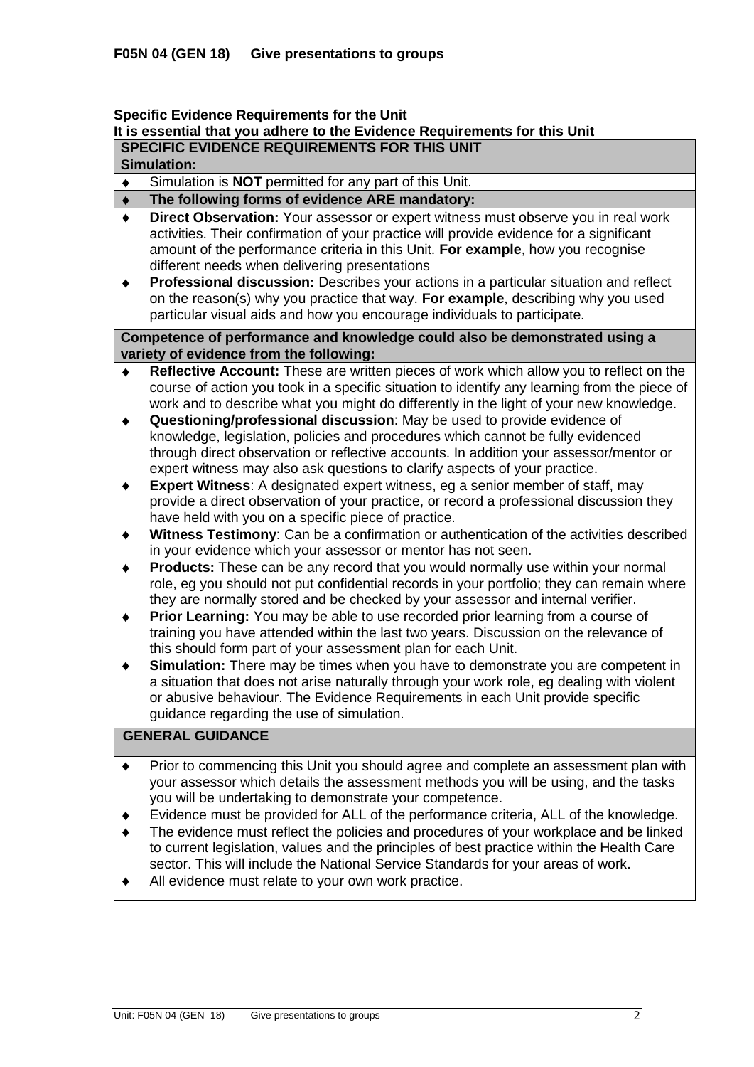**F05N 04 (GEN 18) Give presentations to groups**

**Specific Evidence Requirements for the Unit**
**It is essential that you adhere to the Evidence Requirements for this Unit**

**SPECIFIC EVIDENCE REQUIREMENTS FOR THIS UNIT**

**Simulation:**

- Simulation is **NOT** permitted for any part of this Unit.
- **The following forms of evidence ARE mandatory:**
- **Direct Observation:** Your assessor or expert witness must observe you in real work activities. Their confirmation of your practice will provide evidence for a significant amount of the performance criteria in this Unit. **For example**, how you recognise different needs when delivering presentations
- **Professional discussion:** Describes your actions in a particular situation and reflect on the reason(s) why you practice that way. **For example**, describing why you used particular visual aids and how you encourage individuals to participate.

**Competence of performance and knowledge could also be demonstrated using a variety of evidence from the following:**

- **Reflective Account:** These are written pieces of work which allow you to reflect on the course of action you took in a specific situation to identify any learning from the piece of work and to describe what you might do differently in the light of your new knowledge.
- **Questioning/professional discussion**: May be used to provide evidence of knowledge, legislation, policies and procedures which cannot be fully evidenced through direct observation or reflective accounts. In addition your assessor/mentor or expert witness may also ask questions to clarify aspects of your practice.
- **Expert Witness**: A designated expert witness, eg a senior member of staff, may provide a direct observation of your practice, or record a professional discussion they have held with you on a specific piece of practice.
- **Witness Testimony**: Can be a confirmation or authentication of the activities described in your evidence which your assessor or mentor has not seen.
- **Products:** These can be any record that you would normally use within your normal role, eg you should not put confidential records in your portfolio; they can remain where they are normally stored and be checked by your assessor and internal verifier.
- **Prior Learning:** You may be able to use recorded prior learning from a course of training you have attended within the last two years. Discussion on the relevance of this should form part of your assessment plan for each Unit.
- **Simulation:** There may be times when you have to demonstrate you are competent in a situation that does not arise naturally through your work role, eg dealing with violent or abusive behaviour. The Evidence Requirements in each Unit provide specific guidance regarding the use of simulation.

**GENERAL GUIDANCE**

- Prior to commencing this Unit you should agree and complete an assessment plan with your assessor which details the assessment methods you will be using, and the tasks you will be undertaking to demonstrate your competence.
- Evidence must be provided for ALL of the performance criteria, ALL of the knowledge.
- The evidence must reflect the policies and procedures of your workplace and be linked to current legislation, values and the principles of best practice within the Health Care sector. This will include the National Service Standards for your areas of work.
- All evidence must relate to your own work practice.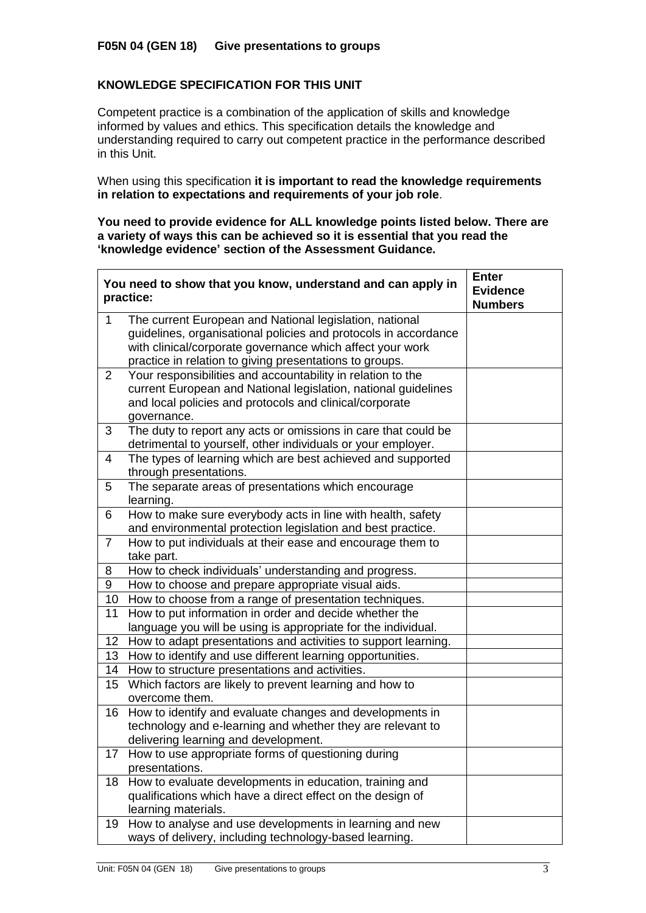**F05N 04 (GEN 18) Give presentations to groups**

**KNOWLEDGE SPECIFICATION FOR THIS UNIT**

Competent practice is a combination of the application of skills and knowledge informed by values and ethics. This specification details the knowledge and understanding required to carry out competent practice in the performance described in this Unit.

When using this specification **it is important to read the knowledge requirements in relation to expectations and requirements of your job role**.

**You need to provide evidence for ALL knowledge points listed below. There are a variety of ways this can be achieved so it is essential that you read the 'knowledge evidence' section of the Assessment Guidance.**

| | You need to show that you know, understand and can apply in practice: | Enter Evidence Numbers |
|---|---|---|
| 1 | The current European and National legislation, national guidelines, organisational policies and protocols in accordance with clinical/corporate governance which affect your work practice in relation to giving presentations to groups. | |
| 2 | Your responsibilities and accountability in relation to the current European and National legislation, national guidelines and local policies and protocols and clinical/corporate governance. | |
| 3 | The duty to report any acts or omissions in care that could be detrimental to yourself, other individuals or your employer. | |
| 4 | The types of learning which are best achieved and supported through presentations. | |
| 5 | The separate areas of presentations which encourage learning. | |
| 6 | How to make sure everybody acts in line with health, safety and environmental protection legislation and best practice. | |
| 7 | How to put individuals at their ease and encourage them to take part. | |
| 8 | How to check individuals' understanding and progress. | |
| 9 | How to choose and prepare appropriate visual aids. | |
| 10 | How to choose from a range of presentation techniques. | |
| 11 | How to put information in order and decide whether the language you will be using is appropriate for the individual. | |
| 12 | How to adapt presentations and activities to support learning. | |
| 13 | How to identify and use different learning opportunities. | |
| 14 | How to structure presentations and activities. | |
| 15 | Which factors are likely to prevent learning and how to overcome them. | |
| 16 | How to identify and evaluate changes and developments in technology and e-learning and whether they are relevant to delivering learning and development. | |
| 17 | How to use appropriate forms of questioning during presentations. | |
| 18 | How to evaluate developments in education, training and qualifications which have a direct effect on the design of learning materials. | |
| 19 | How to analyse and use developments in learning and new ways of delivery, including technology-based learning. | |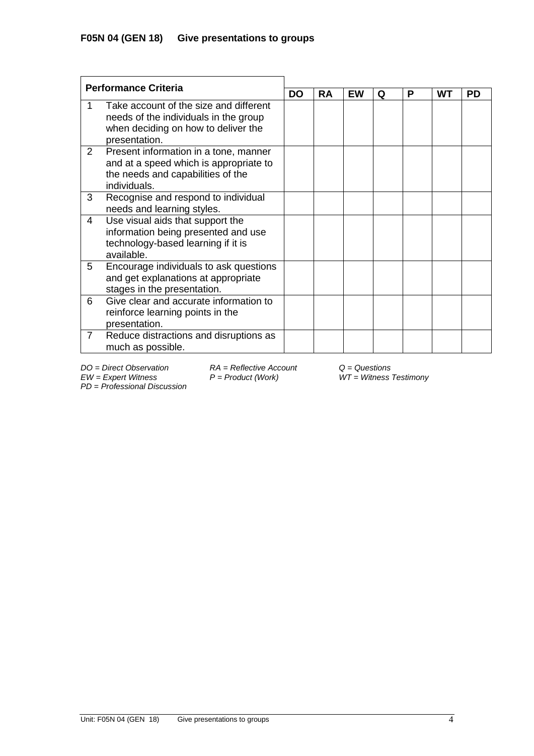**F05N 04 (GEN 18) Give presentations to groups**

| Performance Criteria | | DO | RA | EW | Q | P | WT | PD |
|---|---|---|---|---|---|---|---|---|
| 1 | Take account of the size and different needs of the individuals in the group when deciding on how to deliver the presentation. | | | | | | | |
| 2 | Present information in a tone, manner and at a speed which is appropriate to the needs and capabilities of the individuals. | | | | | | | |
| 3 | Recognise and respond to individual needs and learning styles. | | | | | | | |
| 4 | Use visual aids that support the information being presented and use technology-based learning if it is available. | | | | | | | |
| 5 | Encourage individuals to ask questions and get explanations at appropriate stages in the presentation. | | | | | | | |
| 6 | Give clear and accurate information to reinforce learning points in the presentation. | | | | | | | |
| 7 | Reduce distractions and disruptions as much as possible. | | | | | | | |

*DO = Direct Observation* *RA = Reflective Account* *Q = Questions*
*EW = Expert Witness* *P = Product (Work)* *WT = Witness Testimony*
*PD = Professional Discussion*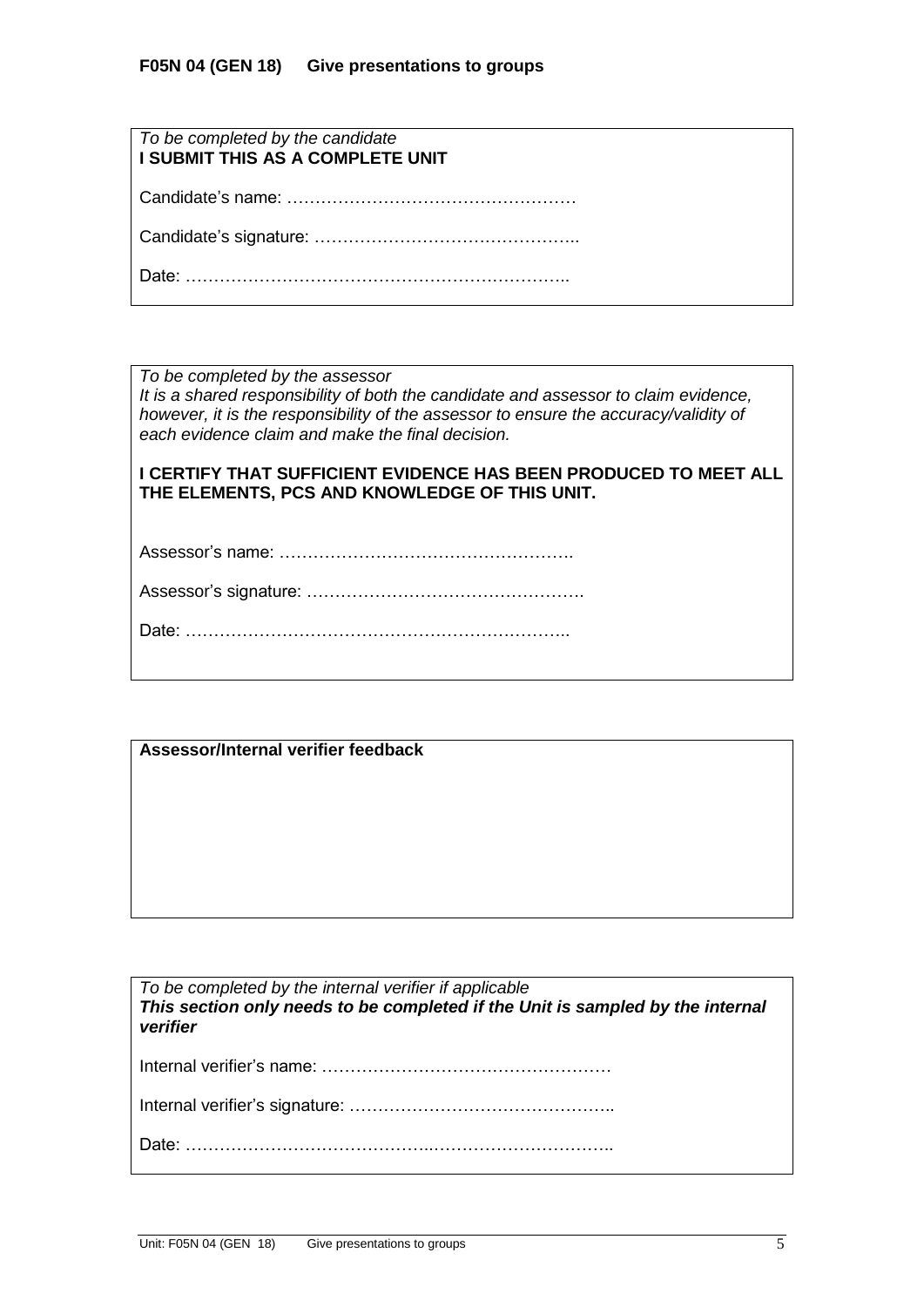**F05N 04 (GEN 18) Give presentations to groups**

*To be completed by the candidate*
**I SUBMIT THIS AS A COMPLETE UNIT**

Candidate's name: ……………………………………………

Candidate's signature: ……………………………………..

Date: ………………………………………………………..

---

*To be completed by the assessor*
*It is a shared responsibility of both the candidate and assessor to claim evidence, however, it is the responsibility of the assessor to ensure the accuracy/validity of each evidence claim and make the final decision.*

**I CERTIFY THAT SUFFICIENT EVIDENCE HAS BEEN PRODUCED TO MEET ALL THE ELEMENTS, PCS AND KNOWLEDGE OF THIS UNIT.**

Assessor's name: …………………………………………..

Assessor's signature: ………………………………………….

Date: ………………………………………………………..

---

**Assessor/Internal verifier feedback**

---

*To be completed by the internal verifier if applicable*
***This section only needs to be completed if the Unit is sampled by the internal verifier***

Internal verifier's name: ……………………………………………

Internal verifier's signature: ………………………………………..

Date: ………………………………..…………………………..